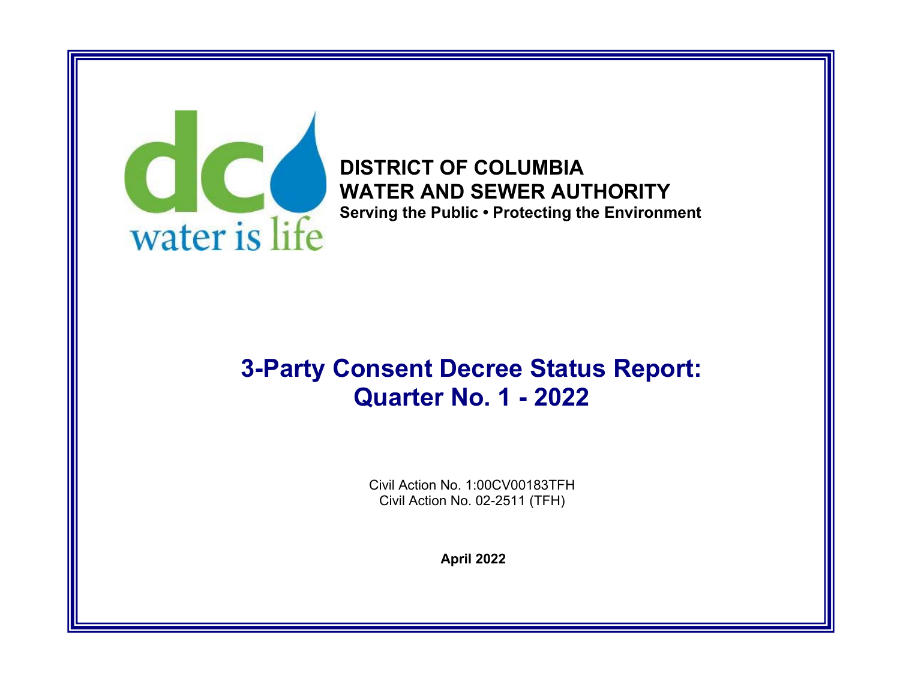dc water is life

**DISTRICT OF COLUMBIA**
**WATER AND SEWER AUTHORITY**
**Serving the Public • Protecting the Environment**

# 3-Party Consent Decree Status Report: Quarter No. 1 - 2022

Civil Action No. 1:00CV00183TFH
Civil Action No. 02-2511 (TFH)

**April 2022**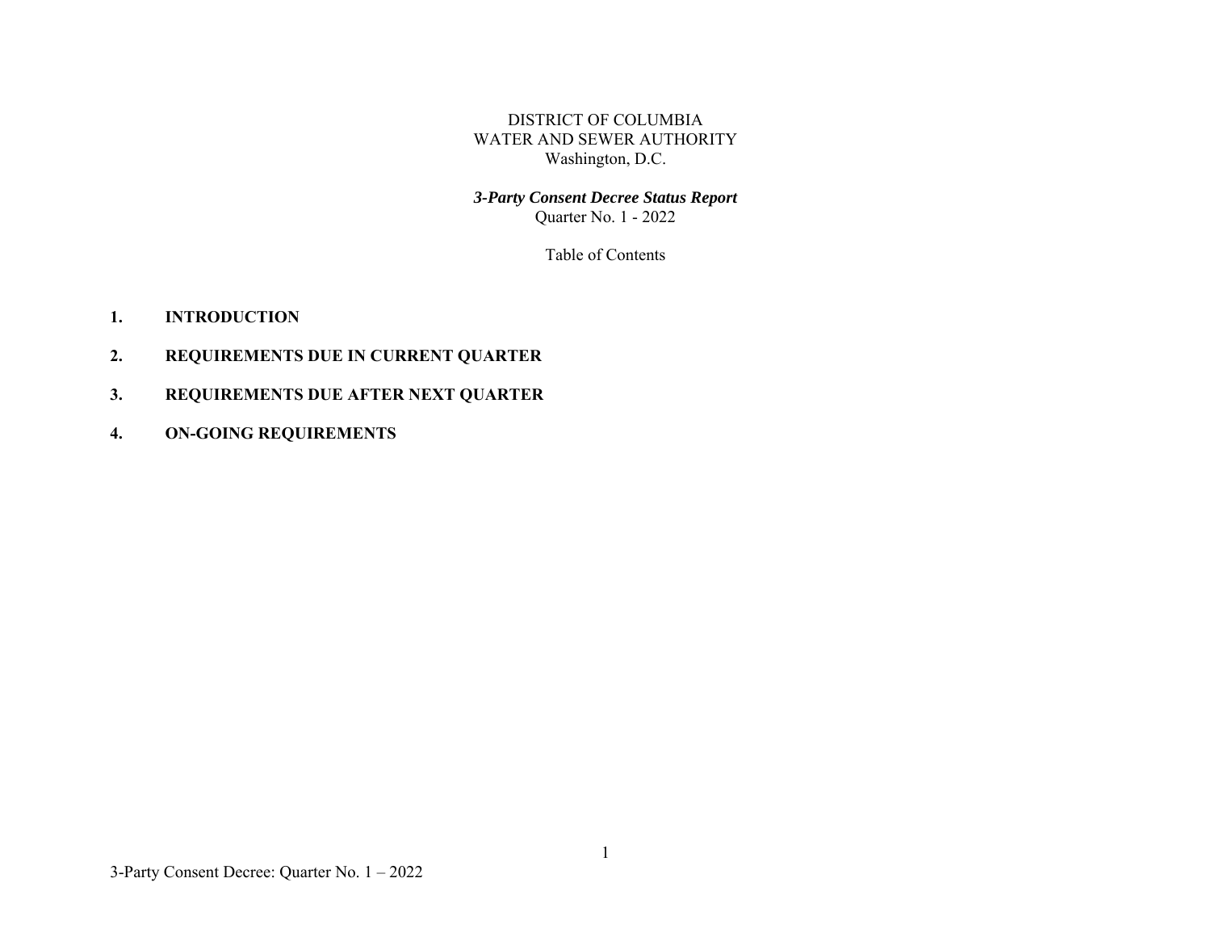DISTRICT OF COLUMBIA
WATER AND SEWER AUTHORITY
Washington, D.C.

***3-Party Consent Decree Status Report***
Quarter No. 1 - 2022

Table of Contents

1. **INTRODUCTION**
2. **REQUIREMENTS DUE IN CURRENT QUARTER**
3. **REQUIREMENTS DUE AFTER NEXT QUARTER**
4. **ON-GOING REQUIREMENTS**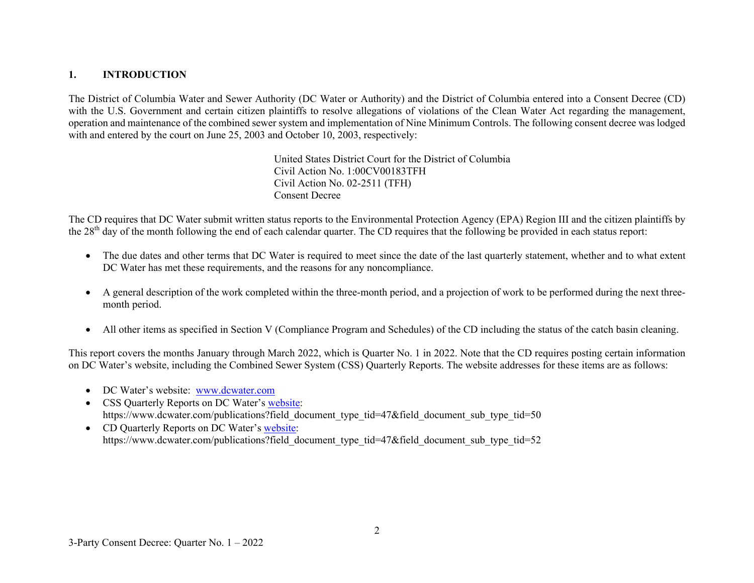# 1. INTRODUCTION

The District of Columbia Water and Sewer Authority (DC Water or Authority) and the District of Columbia entered into a Consent Decree (CD) with the U.S. Government and certain citizen plaintiffs to resolve allegations of violations of the Clean Water Act regarding the management, operation and maintenance of the combined sewer system and implementation of Nine Minimum Controls. The following consent decree was lodged with and entered by the court on June 25, 2003 and October 10, 2003, respectively:

> United States District Court for the District of Columbia
> Civil Action No. 1:00CV00183TFH
> Civil Action No. 02-2511 (TFH)
> Consent Decree

The CD requires that DC Water submit written status reports to the Environmental Protection Agency (EPA) Region III and the citizen plaintiffs by the 28th day of the month following the end of each calendar quarter. The CD requires that the following be provided in each status report:

- The due dates and other terms that DC Water is required to meet since the date of the last quarterly statement, whether and to what extent DC Water has met these requirements, and the reasons for any noncompliance.
- A general description of the work completed within the three-month period, and a projection of work to be performed during the next three-month period.
- All other items as specified in Section V (Compliance Program and Schedules) of the CD including the status of the catch basin cleaning.

This report covers the months January through March 2022, which is Quarter No. 1 in 2022. Note that the CD requires posting certain information on DC Water's website, including the Combined Sewer System (CSS) Quarterly Reports. The website addresses for these items are as follows:

- DC Water's website: www.dcwater.com
- CSS Quarterly Reports on DC Water's website: https://www.dcwater.com/publications?field_document_type_tid=47&field_document_sub_type_tid=50
- CD Quarterly Reports on DC Water's website: https://www.dcwater.com/publications?field_document_type_tid=47&field_document_sub_type_tid=52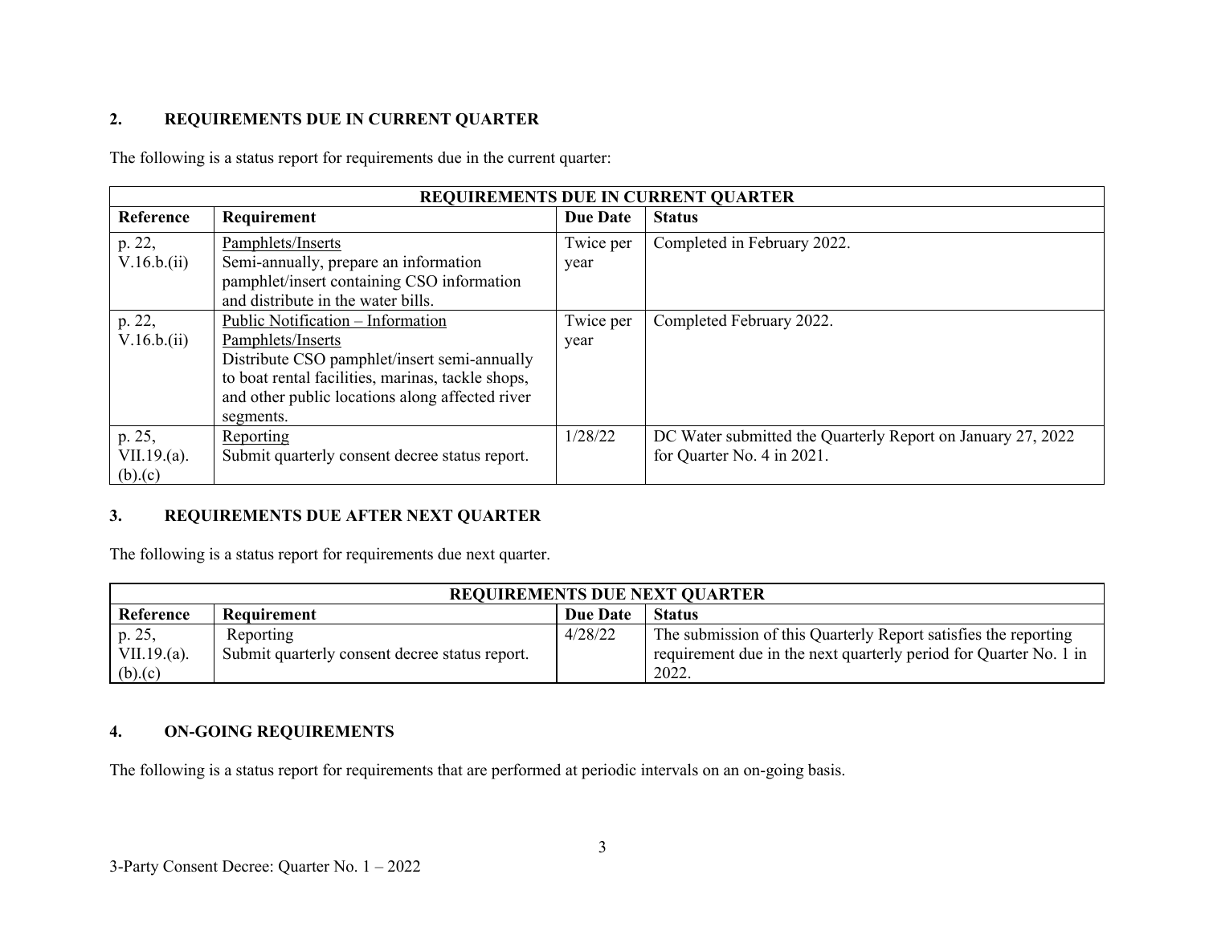## 2. REQUIREMENTS DUE IN CURRENT QUARTER

The following is a status report for requirements due in the current quarter:

| REQUIREMENTS DUE IN CURRENT QUARTER | | | |
|---|---|---|---|
| **Reference** | **Requirement** | **Due Date** | **Status** |
| p. 22, V.16.b.(ii) | Pamphlets/Inserts<br>Semi-annually, prepare an information pamphlet/insert containing CSO information and distribute in the water bills. | Twice per year | Completed in February 2022. |
| p. 22, V.16.b.(ii) | Public Notification – Information Pamphlets/Inserts<br>Distribute CSO pamphlet/insert semi-annually to boat rental facilities, marinas, tackle shops, and other public locations along affected river segments. | Twice per year | Completed February 2022. |
| p. 25, VII.19.(a).(b).(c) | Reporting<br>Submit quarterly consent decree status report. | 1/28/22 | DC Water submitted the Quarterly Report on January 27, 2022 for Quarter No. 4 in 2021. |

## 3. REQUIREMENTS DUE AFTER NEXT QUARTER

The following is a status report for requirements due next quarter.

| REQUIREMENTS DUE NEXT QUARTER | | | |
|---|---|---|---|
| **Reference** | **Requirement** | **Due Date** | **Status** |
| p. 25, VII.19.(a).(b).(c) | Reporting<br>Submit quarterly consent decree status report. | 4/28/22 | The submission of this Quarterly Report satisfies the reporting requirement due in the next quarterly period for Quarter No. 1 in 2022. |

## 4. ON-GOING REQUIREMENTS

The following is a status report for requirements that are performed at periodic intervals on an on-going basis.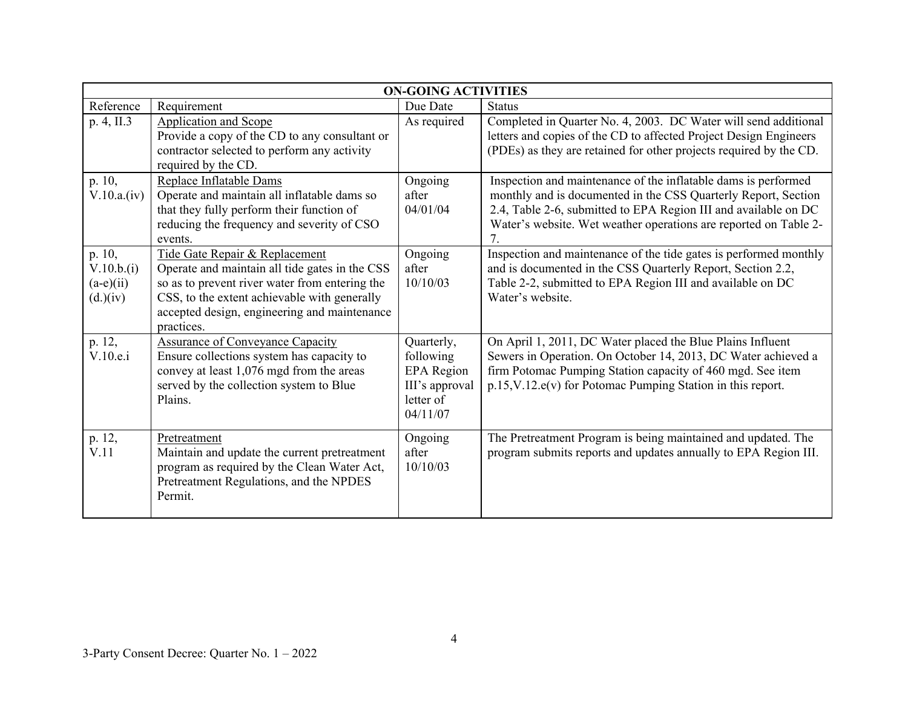| ON-GOING ACTIVITIES | | | |
|---|---|---|---|
| Reference | Requirement | Due Date | Status |
| p. 4, II.3 | Application and Scope<br>Provide a copy of the CD to any consultant or contractor selected to perform any activity required by the CD. | As required | Completed in Quarter No. 4, 2003. DC Water will send additional letters and copies of the CD to affected Project Design Engineers (PDEs) as they are retained for other projects required by the CD. |
| p. 10, V.10.a.(iv) | Replace Inflatable Dams<br>Operate and maintain all inflatable dams so that they fully perform their function of reducing the frequency and severity of CSO events. | Ongoing after 04/01/04 | Inspection and maintenance of the inflatable dams is performed monthly and is documented in the CSS Quarterly Report, Section 2.4, Table 2-6, submitted to EPA Region III and available on DC Water's website. Wet weather operations are reported on Table 2-7. |
| p. 10, V.10.b.(i) (a-e)(ii) (d.)(iv) | Tide Gate Repair & Replacement<br>Operate and maintain all tide gates in the CSS so as to prevent river water from entering the CSS, to the extent achievable with generally accepted design, engineering and maintenance practices. | Ongoing after 10/10/03 | Inspection and maintenance of the tide gates is performed monthly and is documented in the CSS Quarterly Report, Section 2.2, Table 2-2, submitted to EPA Region III and available on DC Water's website. |
| p. 12, V.10.e.i | Assurance of Conveyance Capacity<br>Ensure collections system has capacity to convey at least 1,076 mgd from the areas served by the collection system to Blue Plains. | Quarterly, following EPA Region III's approval letter of 04/11/07 | On April 1, 2011, DC Water placed the Blue Plains Influent Sewers in Operation. On October 14, 2013, DC Water achieved a firm Potomac Pumping Station capacity of 460 mgd. See item p.15,V.12.e(v) for Potomac Pumping Station in this report. |
| p. 12, V.11 | Pretreatment<br>Maintain and update the current pretreatment program as required by the Clean Water Act, Pretreatment Regulations, and the NPDES Permit. | Ongoing after 10/10/03 | The Pretreatment Program is being maintained and updated. The program submits reports and updates annually to EPA Region III. |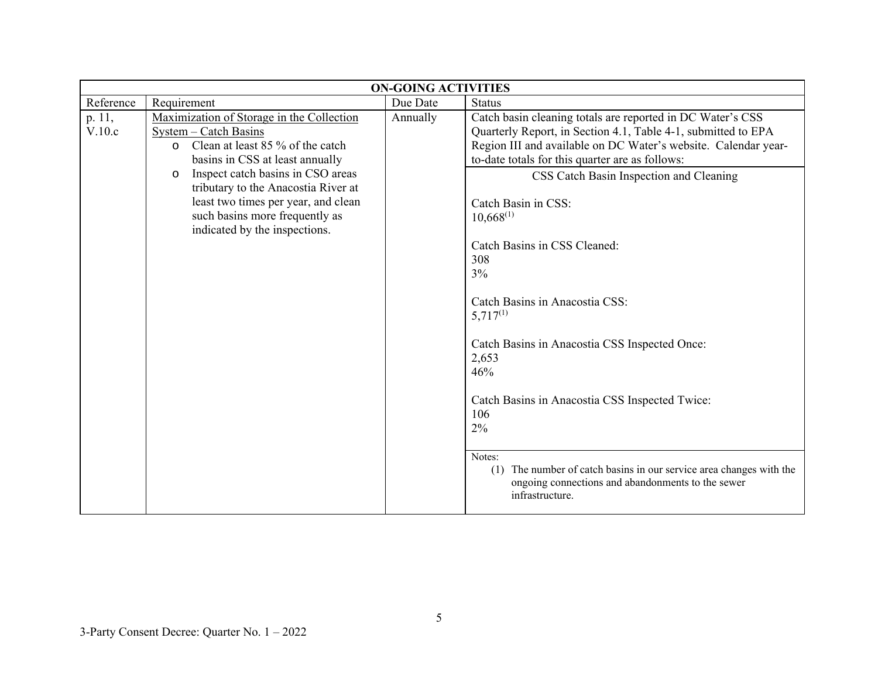| ON-GOING ACTIVITIES | | | |
|---|---|---|---|
| Reference | Requirement | Due Date | Status |
| p. 11, V.10.c | Maximization of Storage in the Collection System – Catch Basins<br>o Clean at least 85 % of the catch basins in CSS at least annually<br>o Inspect catch basins in CSO areas tributary to the Anacostia River at least two times per year, and clean such basins more frequently as indicated by the inspections. | Annually | Catch basin cleaning totals are reported in DC Water's CSS Quarterly Report, in Section 4.1, Table 4-1, submitted to EPA Region III and available on DC Water's website. Calendar year-to-date totals for this quarter are as follows:<br><br>CSS Catch Basin Inspection and Cleaning<br><br>Catch Basin in CSS:<br>10,668[(1)]<br><br>Catch Basins in CSS Cleaned:<br>308<br>3%<br><br>Catch Basins in Anacostia CSS:<br>5,717[(1)]<br><br>Catch Basins in Anacostia CSS Inspected Once:<br>2,653<br>46%<br><br>Catch Basins in Anacostia CSS Inspected Twice:<br>106<br>2%<br><br>Notes:<br>(1) The number of catch basins in our service area changes with the ongoing connections and abandonments to the sewer infrastructure. |

3-Party Consent Decree: Quarter No. 1 – 2022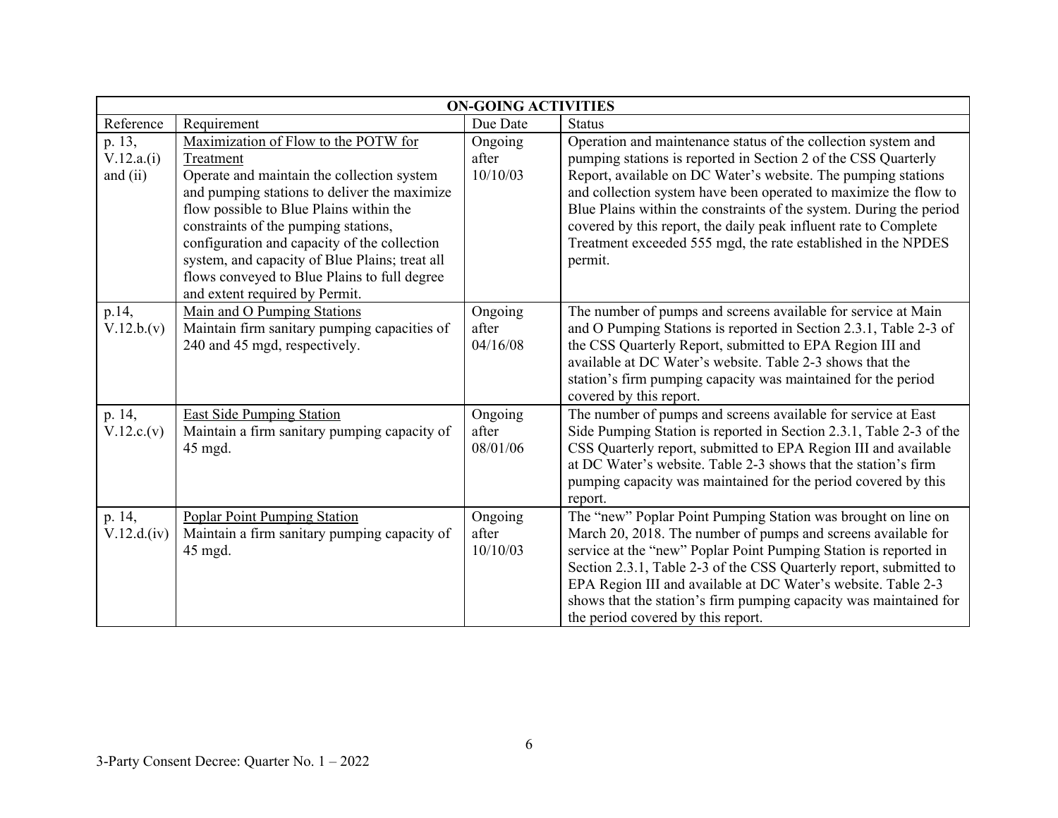| ON-GOING ACTIVITIES | | | |
|---|---|---|---|
| Reference | Requirement | Due Date | Status |
| p. 13, V.12.a.(i) and (ii) | Maximization of Flow to the POTW for Treatment<br>Operate and maintain the collection system and pumping stations to deliver the maximize flow possible to Blue Plains within the constraints of the pumping stations, configuration and capacity of the collection system, and capacity of Blue Plains; treat all flows conveyed to Blue Plains to full degree and extent required by Permit. | Ongoing after 10/10/03 | Operation and maintenance status of the collection system and pumping stations is reported in Section 2 of the CSS Quarterly Report, available on DC Water's website. The pumping stations and collection system have been operated to maximize the flow to Blue Plains within the constraints of the system. During the period covered by this report, the daily peak influent rate to Complete Treatment exceeded 555 mgd, the rate established in the NPDES permit. |
| p.14, V.12.b.(v) | Main and O Pumping Stations<br>Maintain firm sanitary pumping capacities of 240 and 45 mgd, respectively. | Ongoing after 04/16/08 | The number of pumps and screens available for service at Main and O Pumping Stations is reported in Section 2.3.1, Table 2-3 of the CSS Quarterly Report, submitted to EPA Region III and available at DC Water's website. Table 2-3 shows that the station's firm pumping capacity was maintained for the period covered by this report. |
| p. 14, V.12.c.(v) | East Side Pumping Station<br>Maintain a firm sanitary pumping capacity of 45 mgd. | Ongoing after 08/01/06 | The number of pumps and screens available for service at East Side Pumping Station is reported in Section 2.3.1, Table 2-3 of the CSS Quarterly report, submitted to EPA Region III and available at DC Water's website. Table 2-3 shows that the station's firm pumping capacity was maintained for the period covered by this report. |
| p. 14, V.12.d.(iv) | Poplar Point Pumping Station<br>Maintain a firm sanitary pumping capacity of 45 mgd. | Ongoing after 10/10/03 | The "new" Poplar Point Pumping Station was brought on line on March 20, 2018. The number of pumps and screens available for service at the "new" Poplar Point Pumping Station is reported in Section 2.3.1, Table 2-3 of the CSS Quarterly report, submitted to EPA Region III and available at DC Water's website. Table 2-3 shows that the station's firm pumping capacity was maintained for the period covered by this report. |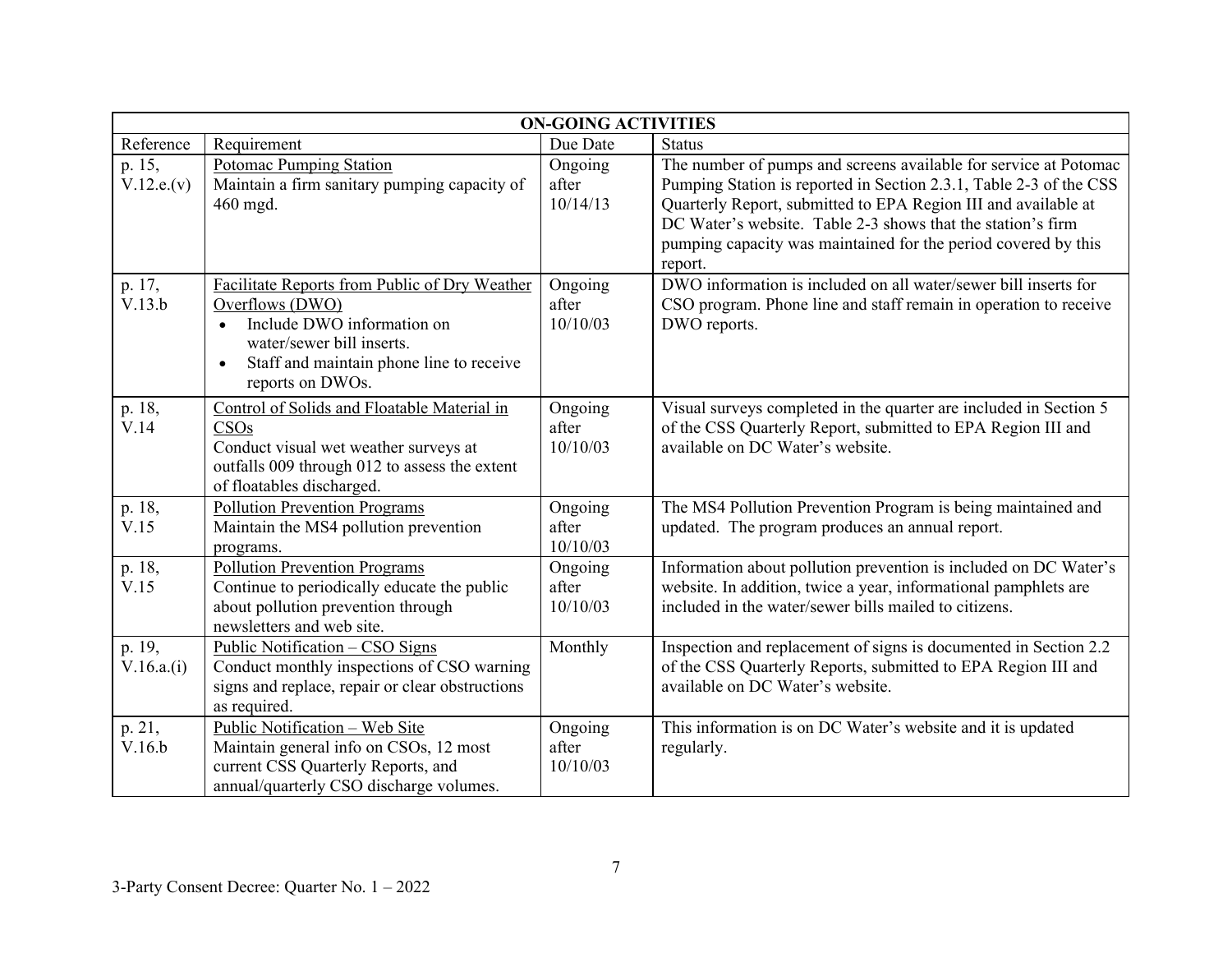| ON-GOING ACTIVITIES | | | |
|---|---|---|---|
| Reference | Requirement | Due Date | Status |
| p. 15, V.12.e.(v) | <u>Potomac Pumping Station</u><br>Maintain a firm sanitary pumping capacity of 460 mgd. | Ongoing after 10/14/13 | The number of pumps and screens available for service at Potomac Pumping Station is reported in Section 2.3.1, Table 2-3 of the CSS Quarterly Report, submitted to EPA Region III and available at DC Water's website. Table 2-3 shows that the station's firm pumping capacity was maintained for the period covered by this report. |
| p. 17, V.13.b | <u>Facilitate Reports from Public of Dry Weather Overflows (DWO)</u><br>• Include DWO information on water/sewer bill inserts.<br>• Staff and maintain phone line to receive reports on DWOs. | Ongoing after 10/10/03 | DWO information is included on all water/sewer bill inserts for CSO program. Phone line and staff remain in operation to receive DWO reports. |
| p. 18, V.14 | <u>Control of Solids and Floatable Material in CSOs</u><br>Conduct visual wet weather surveys at outfalls 009 through 012 to assess the extent of floatables discharged. | Ongoing after 10/10/03 | Visual surveys completed in the quarter are included in Section 5 of the CSS Quarterly Report, submitted to EPA Region III and available on DC Water's website. |
| p. 18, V.15 | <u>Pollution Prevention Programs</u><br>Maintain the MS4 pollution prevention programs. | Ongoing after 10/10/03 | The MS4 Pollution Prevention Program is being maintained and updated. The program produces an annual report. |
| p. 18, V.15 | <u>Pollution Prevention Programs</u><br>Continue to periodically educate the public about pollution prevention through newsletters and web site. | Ongoing after 10/10/03 | Information about pollution prevention is included on DC Water's website. In addition, twice a year, informational pamphlets are included in the water/sewer bills mailed to citizens. |
| p. 19, V.16.a.(i) | <u>Public Notification – CSO Signs</u><br>Conduct monthly inspections of CSO warning signs and replace, repair or clear obstructions as required. | Monthly | Inspection and replacement of signs is documented in Section 2.2 of the CSS Quarterly Reports, submitted to EPA Region III and available on DC Water's website. |
| p. 21, V.16.b | <u>Public Notification – Web Site</u><br>Maintain general info on CSOs, 12 most current CSS Quarterly Reports, and annual/quarterly CSO discharge volumes. | Ongoing after 10/10/03 | This information is on DC Water's website and it is updated regularly. |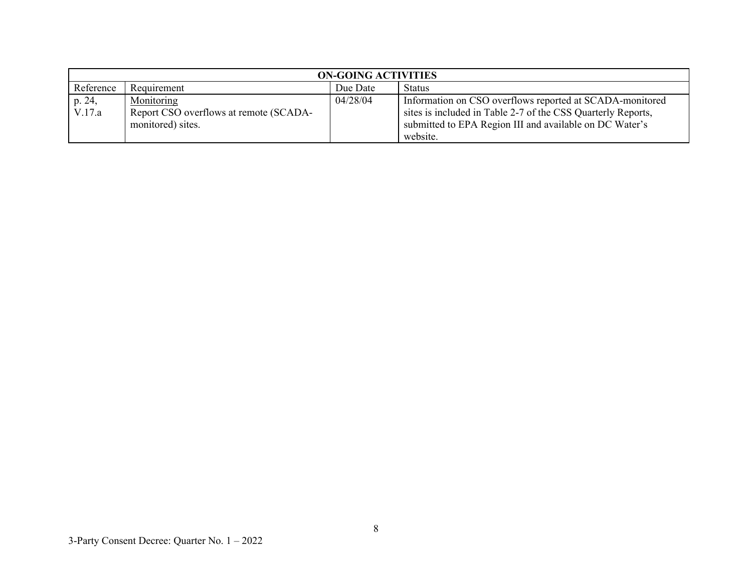| ON-GOING ACTIVITIES | | | |
| --- | --- | --- | --- |
| Reference | Requirement | Due Date | Status |
| p. 24, V.17.a | Monitoring<br>Report CSO overflows at remote (SCADA-monitored) sites. | 04/28/04 | Information on CSO overflows reported at SCADA-monitored sites is included in Table 2-7 of the CSS Quarterly Reports, submitted to EPA Region III and available on DC Water's website. |